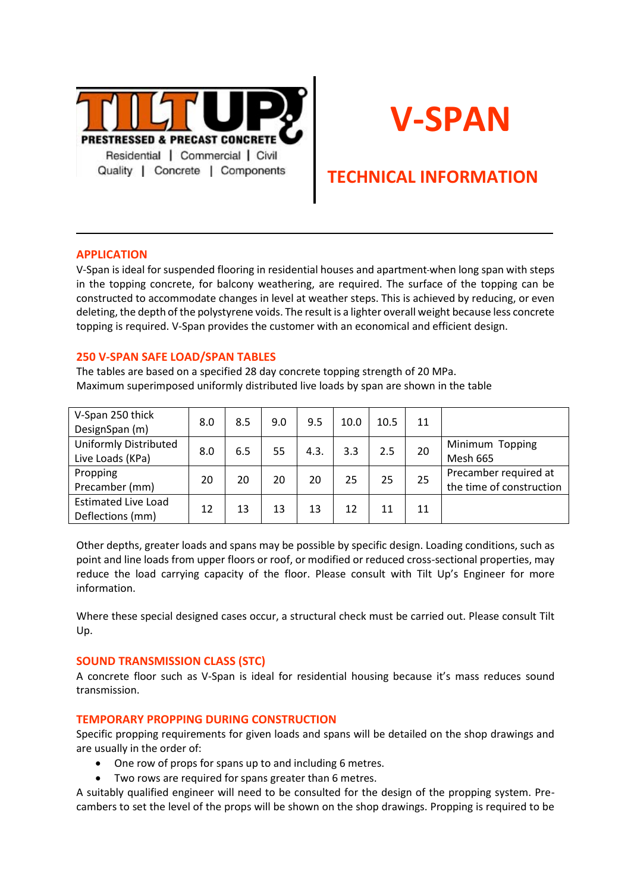TILT UP PRESTRESSED & PRECAST CONCRETE

Residential | Commercial | Civil

Quality | Concrete | Components

# V-SPAN

## TECHNICAL INFORMATION

### APPLICATION

V-Span is ideal for suspended flooring in residential houses and apartment-when long span with steps in the topping concrete, for balcony weathering, are required. The surface of the topping can be constructed to accommodate changes in level at weather steps. This is achieved by reducing, or even deleting, the depth of the polystyrene voids. The result is a lighter overall weight because less concrete topping is required. V-Span provides the customer with an economical and efficient design.

### 250 V-SPAN SAFE LOAD/SPAN TABLES

The tables are based on a specified 28 day concrete topping strength of 20 MPa.
Maximum superimposed uniformly distributed live loads by span are shown in the table

| V-Span 250 thick DesignSpan (m) | 8.0 | 8.5 | 9.0 | 9.5 | 10.0 | 10.5 | 11 | |
|---|---|---|---|---|---|---|---|---|
| Uniformly Distributed Live Loads (KPa) | 8.0 | 6.5 | 55 | 4.3. | 3.3 | 2.5 | 20 | Minimum Topping Mesh 665 |
| Propping Precamber (mm) | 20 | 20 | 20 | 20 | 25 | 25 | 25 | Precamber required at the time of construction |
| Estimated Live Load Deflections (mm) | 12 | 13 | 13 | 13 | 12 | 11 | 11 | |

Other depths, greater loads and spans may be possible by specific design. Loading conditions, such as point and line loads from upper floors or roof, or modified or reduced cross-sectional properties, may reduce the load carrying capacity of the floor. Please consult with Tilt Up's Engineer for more information.

Where these special designed cases occur, a structural check must be carried out. Please consult Tilt Up.

### SOUND TRANSMISSION CLASS (STC)

A concrete floor such as V-Span is ideal for residential housing because it's mass reduces sound transmission.

### TEMPORARY PROPPING DURING CONSTRUCTION

Specific propping requirements for given loads and spans will be detailed on the shop drawings and are usually in the order of:

- One row of props for spans up to and including 6 metres.
- Two rows are required for spans greater than 6 metres.

A suitably qualified engineer will need to be consulted for the design of the propping system. Pre-cambers to set the level of the props will be shown on the shop drawings. Propping is required to be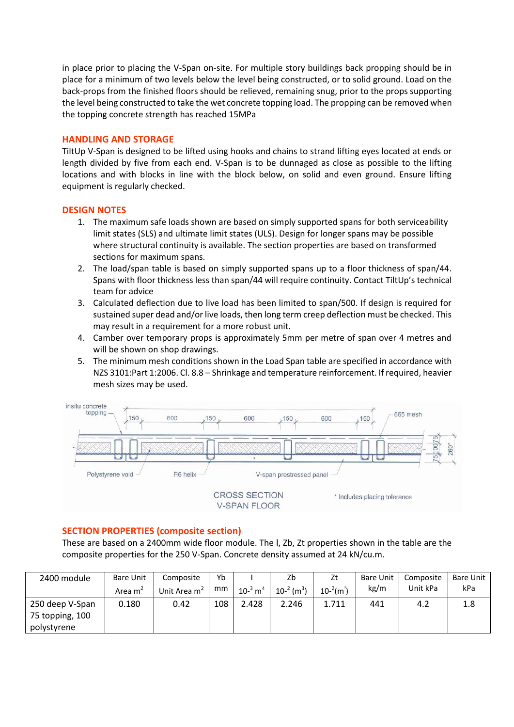in place prior to placing the V-Span on-site. For multiple story buildings back propping should be in place for a minimum of two levels below the level being constructed, or to solid ground. Load on the back-props from the finished floors should be relieved, remaining snug, prior to the props supporting the level being constructed to take the wet concrete topping load. The propping can be removed when the topping concrete strength has reached 15MPa

## HANDLING AND STORAGE

TiltUp V-Span is designed to be lifted using hooks and chains to strand lifting eyes located at ends or length divided by five from each end. V-Span is to be dunnaged as close as possible to the lifting locations and with blocks in line with the block below, on solid and even ground. Ensure lifting equipment is regularly checked.

## DESIGN NOTES

1. The maximum safe loads shown are based on simply supported spans for both serviceability limit states (SLS) and ultimate limit states (ULS). Design for longer spans may be possible where structural continuity is available. The section properties are based on transformed sections for maximum spans.
2. The load/span table is based on simply supported spans up to a floor thickness of span/44. Spans with floor thickness less than span/44 will require continuity. Contact TiltUp's technical team for advice
3. Calculated deflection due to live load has been limited to span/500. If design is required for sustained super dead and/or live loads, then long term creep deflection must be checked. This may result in a requirement for a more robust unit.
4. Camber over temporary props is approximately 5mm per metre of span over 4 metres and will be shown on shop drawings.
5. The minimum mesh conditions shown in the Load Span table are specified in accordance with NZS 3101:Part 1:2006. Cl. 8.8 – Shrinkage and temperature reinforcement. If required, heavier mesh sizes may be used.

insitu concrete topping — 150 — 600 — 150 — 600 — 150 — 600 — 150 — 665 mesh

Polystyrene void — R6 helix — V-span prestressed panel — 75 — 100 — 75 — 260*

CROSS SECTION
V-SPAN FLOOR

\* Includes placing tolerance

## SECTION PROPERTIES (composite section)

These are based on a 2400mm wide floor module. The I, Zb, Zt properties shown in the table are the composite properties for the 250 V-Span. Concrete density assumed at 24 kN/cu.m.

| 2400 module | Bare Unit Area $m^2$ | Composite Unit Area $m^2$ | Yb mm | I $10^{-3}$ $m^4$ | Zb $10^{-2}$ $(m^3)$ | Zt $10^{-2}(m^3)$ | Bare Unit kg/m | Composite Unit kPa | Bare Unit kPa |
|---|---|---|---|---|---|---|---|---|---|
| 250 deep V-Span 75 topping, 100 polystyrene | 0.180 | 0.42 | 108 | 2.428 | 2.246 | 1.711 | 441 | 4.2 | 1.8 |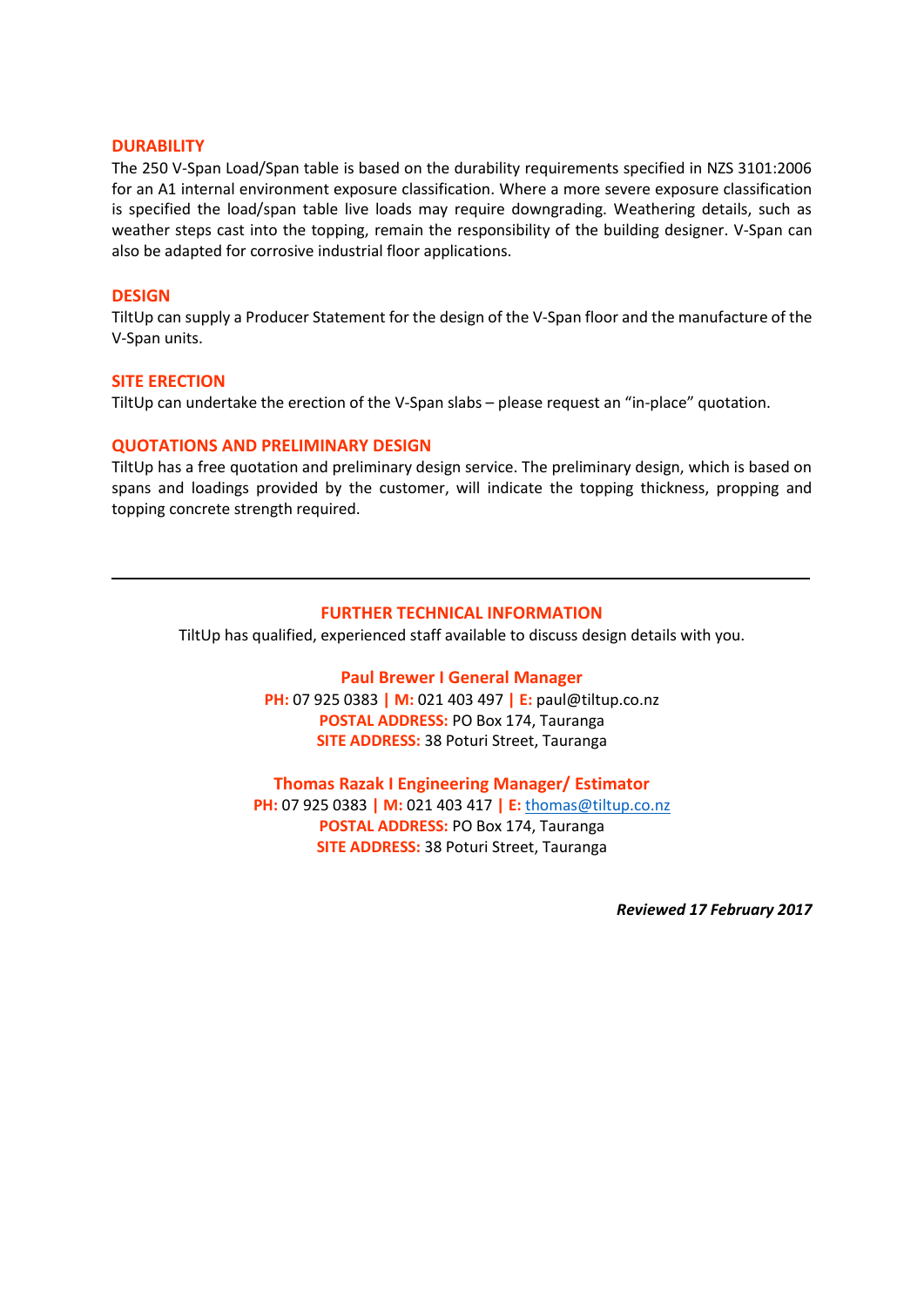## DURABILITY

The 250 V-Span Load/Span table is based on the durability requirements specified in NZS 3101:2006 for an A1 internal environment exposure classification. Where a more severe exposure classification is specified the load/span table live loads may require downgrading. Weathering details, such as weather steps cast into the topping, remain the responsibility of the building designer. V-Span can also be adapted for corrosive industrial floor applications.

## DESIGN

TiltUp can supply a Producer Statement for the design of the V-Span floor and the manufacture of the V-Span units.

## SITE ERECTION

TiltUp can undertake the erection of the V-Span slabs – please request an “in-place” quotation.

## QUOTATIONS AND PRELIMINARY DESIGN

TiltUp has a free quotation and preliminary design service. The preliminary design, which is based on spans and loadings provided by the customer, will indicate the topping thickness, propping and topping concrete strength required.

---

## FURTHER TECHNICAL INFORMATION

TiltUp has qualified, experienced staff available to discuss design details with you.

**Paul Brewer I General Manager**
**PH:** 07 925 0383 **| M:** 021 403 497 **| E:** paul@tiltup.co.nz
**POSTAL ADDRESS:** PO Box 174, Tauranga
**SITE ADDRESS:** 38 Poturi Street, Tauranga

**Thomas Razak I Engineering Manager/ Estimator**
**PH:** 07 925 0383 **| M:** 021 403 417 **| E:** thomas@tiltup.co.nz
**POSTAL ADDRESS:** PO Box 174, Tauranga
**SITE ADDRESS:** 38 Poturi Street, Tauranga

***Reviewed 17 February 2017***